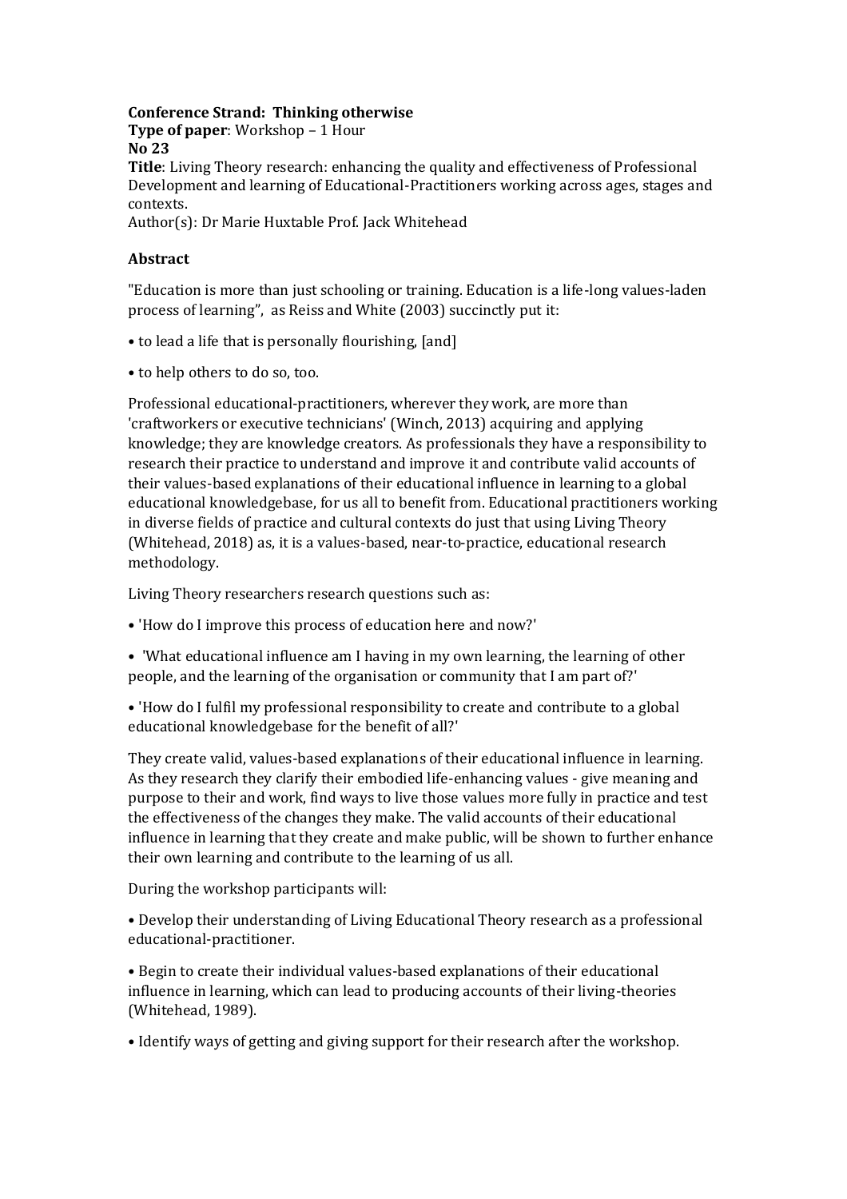**Conference Strand: Thinking otherwise**
**Type of paper**: Workshop – 1 Hour
**No 23**
**Title**: Living Theory research: enhancing the quality and effectiveness of Professional Development and learning of Educational-Practitioners working across ages, stages and contexts.
Author(s): Dr Marie Huxtable Prof. Jack Whitehead

**Abstract**

"Education is more than just schooling or training. Education is a life-long values-laden process of learning", as Reiss and White (2003) succinctly put it:

- to lead a life that is personally flourishing, [and]
- to help others to do so, too.

Professional educational-practitioners, wherever they work, are more than 'craftworkers or executive technicians' (Winch, 2013) acquiring and applying knowledge; they are knowledge creators. As professionals they have a responsibility to research their practice to understand and improve it and contribute valid accounts of their values-based explanations of their educational influence in learning to a global educational knowledgebase, for us all to benefit from. Educational practitioners working in diverse fields of practice and cultural contexts do just that using Living Theory (Whitehead, 2018) as, it is a values-based, near-to-practice, educational research methodology.

Living Theory researchers research questions such as:

- 'How do I improve this process of education here and now?'
- 'What educational influence am I having in my own learning, the learning of other people, and the learning of the organisation or community that I am part of?'
- 'How do I fulfil my professional responsibility to create and contribute to a global educational knowledgebase for the benefit of all?'

They create valid, values-based explanations of their educational influence in learning. As they research they clarify their embodied life-enhancing values - give meaning and purpose to their and work, find ways to live those values more fully in practice and test the effectiveness of the changes they make. The valid accounts of their educational influence in learning that they create and make public, will be shown to further enhance their own learning and contribute to the learning of us all.

During the workshop participants will:

- Develop their understanding of Living Educational Theory research as a professional educational-practitioner.
- Begin to create their individual values-based explanations of their educational influence in learning, which can lead to producing accounts of their living-theories (Whitehead, 1989).
- Identify ways of getting and giving support for their research after the workshop.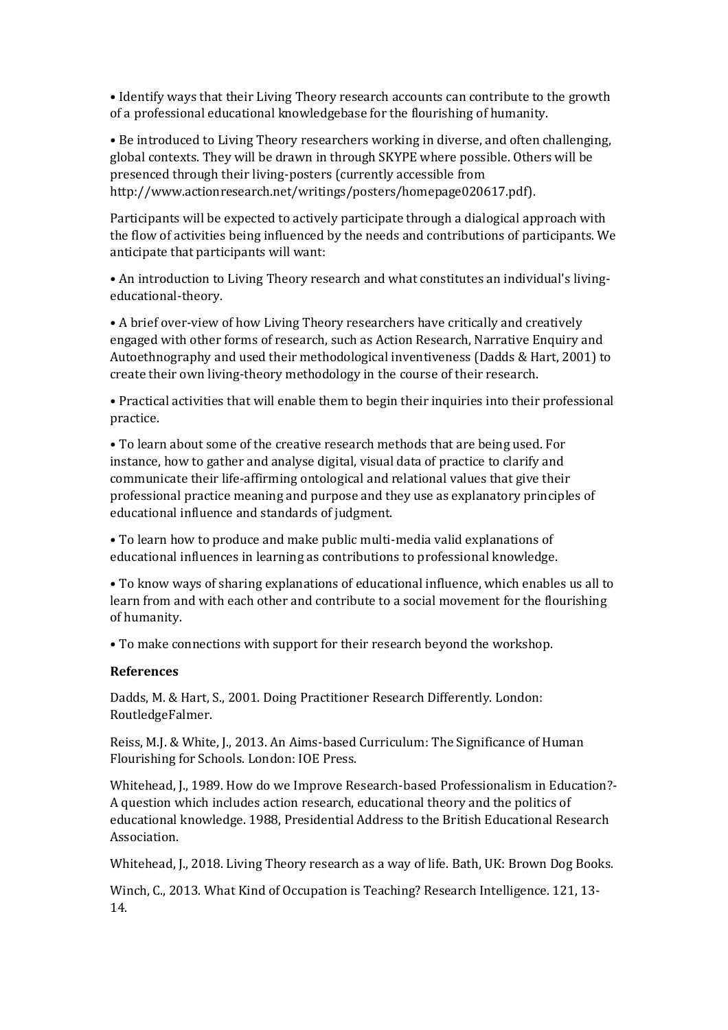• Identify ways that their Living Theory research accounts can contribute to the growth of a professional educational knowledgebase for the flourishing of humanity.

• Be introduced to Living Theory researchers working in diverse, and often challenging, global contexts. They will be drawn in through SKYPE where possible. Others will be presenced through their living-posters (currently accessible from http://www.actionresearch.net/writings/posters/homepage020617.pdf).

Participants will be expected to actively participate through a dialogical approach with the flow of activities being influenced by the needs and contributions of participants. We anticipate that participants will want:

• An introduction to Living Theory research and what constitutes an individual's living-educational-theory.

• A brief over-view of how Living Theory researchers have critically and creatively engaged with other forms of research, such as Action Research, Narrative Enquiry and Autoethnography and used their methodological inventiveness (Dadds & Hart, 2001) to create their own living-theory methodology in the course of their research.

• Practical activities that will enable them to begin their inquiries into their professional practice.

• To learn about some of the creative research methods that are being used. For instance, how to gather and analyse digital, visual data of practice to clarify and communicate their life-affirming ontological and relational values that give their professional practice meaning and purpose and they use as explanatory principles of educational influence and standards of judgment.

• To learn how to produce and make public multi-media valid explanations of educational influences in learning as contributions to professional knowledge.

• To know ways of sharing explanations of educational influence, which enables us all to learn from and with each other and contribute to a social movement for the flourishing of humanity.

• To make connections with support for their research beyond the workshop.

**References**

Dadds, M. & Hart, S., 2001. Doing Practitioner Research Differently. London: RoutledgeFalmer.

Reiss, M.J. & White, J., 2013. An Aims-based Curriculum: The Significance of Human Flourishing for Schools. London: IOE Press.

Whitehead, J., 1989. How do we Improve Research-based Professionalism in Education?- A question which includes action research, educational theory and the politics of educational knowledge. 1988, Presidential Address to the British Educational Research Association.

Whitehead, J., 2018. Living Theory research as a way of life. Bath, UK: Brown Dog Books.

Winch, C., 2013. What Kind of Occupation is Teaching? Research Intelligence. 121, 13-14.